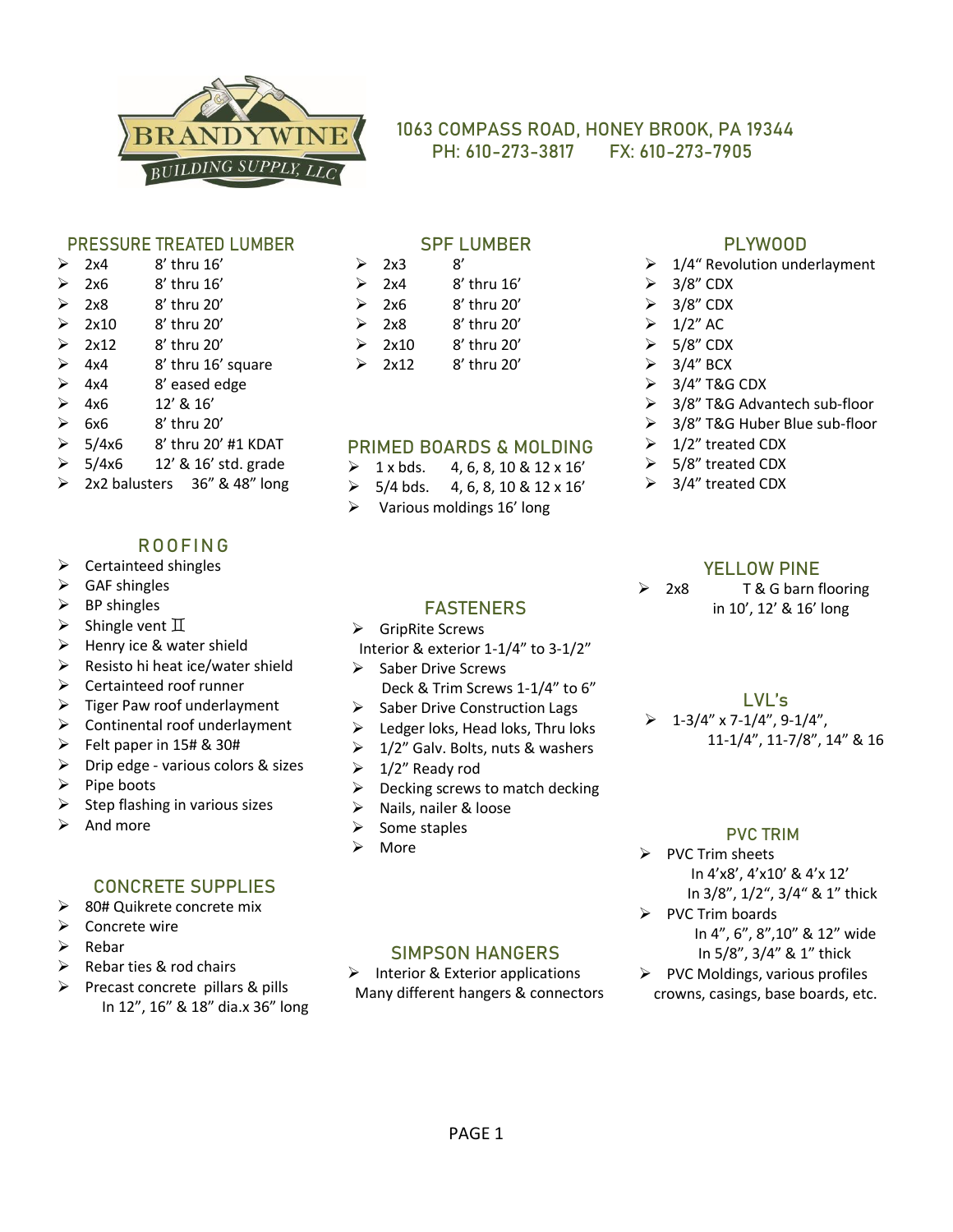# BRANDYWINE BUILDING SUPPLY, LLC

1063 COMPASS ROAD, HONEY BROOK, PA 19344
PH: 610-273-3817 FX: 610-273-7905

## PRESSURE TREATED LUMBER

- 2x4 8' thru 16'
- 2x6 8' thru 16'
- 2x8 8' thru 20'
- 2x10 8' thru 20'
- 2x12 8' thru 20'
- 4x4 8' thru 16' square
- 4x4 8' eased edge
- 4x6 12' & 16'
- 6x6 8' thru 20'
- 5/4x6 8' thru 20' #1 KDAT
- 5/4x6 12' & 16' std. grade
- 2x2 balusters 36" & 48" long

## ROOFING

- Certainteed shingles
- GAF shingles
- BP shingles
- Shingle vent II
- Henry ice & water shield
- Resisto hi heat ice/water shield
- Certainteed roof runner
- Tiger Paw roof underlayment
- Continental roof underlayment
- Felt paper in 15# & 30#
- Drip edge - various colors & sizes
- Pipe boots
- Step flashing in various sizes
- And more

## CONCRETE SUPPLIES

- 80# Quikrete concrete mix
- Concrete wire
- Rebar
- Rebar ties & rod chairs
- Precast concrete pillars & pills
  In 12", 16" & 18" dia.x 36" long

## SPF LUMBER

- 2x3 8'
- 2x4 8' thru 16'
- 2x6 8' thru 20'
- 2x8 8' thru 20'
- 2x10 8' thru 20'
- 2x12 8' thru 20'

## PRIMED BOARDS & MOLDING

- 1 x bds. 4, 6, 8, 10 & 12 x 16'
- 5/4 bds. 4, 6, 8, 10 & 12 x 16'
- Various moldings 16' long

## FASTENERS

- GripRite Screws
  Interior & exterior 1-1/4" to 3-1/2"
- Saber Drive Screws
  Deck & Trim Screws 1-1/4" to 6"
- Saber Drive Construction Lags
- Ledger loks, Head loks, Thru loks
- 1/2" Galv. Bolts, nuts & washers
- 1/2" Ready rod
- Decking screws to match decking
- Nails, nailer & loose
- Some staples
- More

## SIMPSON HANGERS

- Interior & Exterior applications
  Many different hangers & connectors

## PLYWOOD

- 1/4" Revolution underlayment
- 3/8" CDX
- 3/8" CDX
- 1/2" AC
- 5/8" CDX
- 3/4" BCX
- 3/4" T&G CDX
- 3/8" T&G Advantech sub-floor
- 3/8" T&G Huber Blue sub-floor
- 1/2" treated CDX
- 5/8" treated CDX
- 3/4" treated CDX

## YELLOW PINE

- 2x8 T & G barn flooring
  in 10', 12' & 16' long

## LVL's

- 1-3/4" x 7-1/4", 9-1/4",
  11-1/4", 11-7/8", 14" & 16

## PVC TRIM

- PVC Trim sheets
  In 4'x8', 4'x10' & 4'x 12'
  In 3/8", 1/2", 3/4" & 1" thick
- PVC Trim boards
  In 4", 6", 8",10" & 12" wide
  In 5/8", 3/4" & 1" thick
- PVC Moldings, various profiles
  crowns, casings, base boards, etc.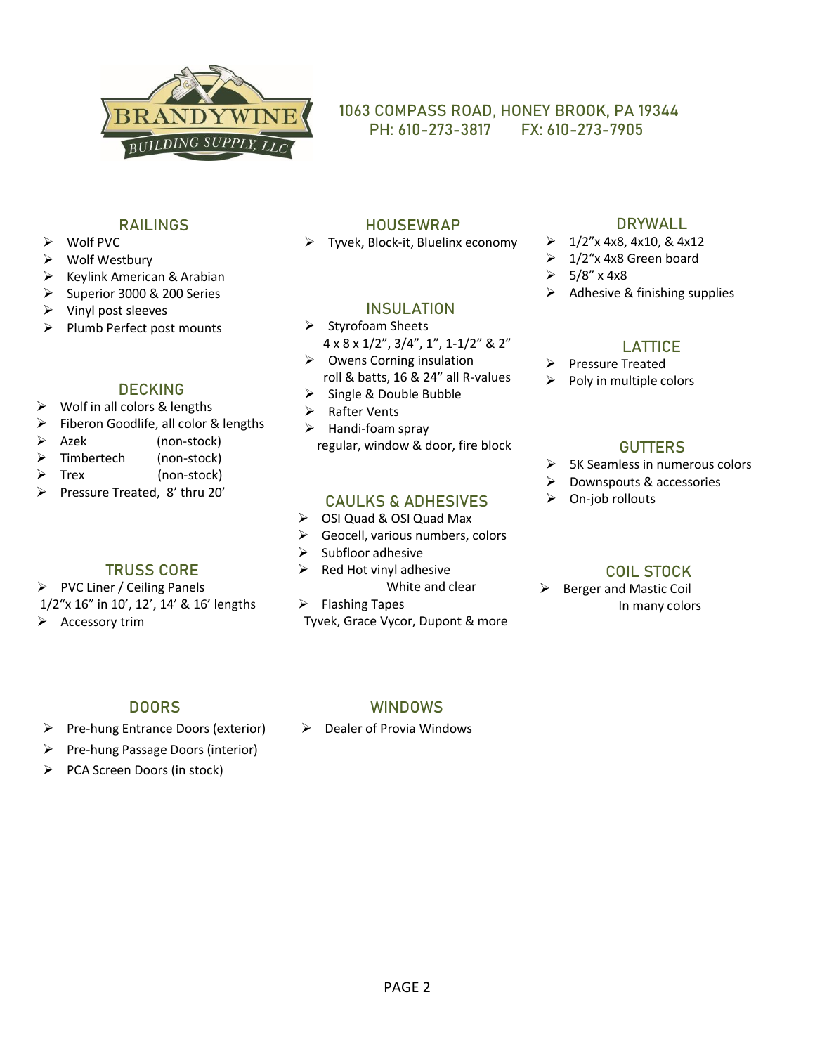BRANDYWINE BUILDING SUPPLY, LLC

1063 COMPASS ROAD, HONEY BROOK, PA 19344
PH: 610-273-3817 FX: 610-273-7905

## RAILINGS

- Wolf PVC
- Wolf Westbury
- Keylink American & Arabian
- Superior 3000 & 200 Series
- Vinyl post sleeves
- Plumb Perfect post mounts

## DECKING

- Wolf in all colors & lengths
- Fiberon Goodlife, all color & lengths
- Azek (non-stock)
- Timbertech (non-stock)
- Trex (non-stock)
- Pressure Treated, 8' thru 20'

## TRUSS CORE

- PVC Liner / Ceiling Panels
  1/2"x 16" in 10', 12', 14' & 16' lengths
- Accessory trim

## HOUSEWRAP

- Tyvek, Block-it, Bluelinx economy

## INSULATION

- Styrofoam Sheets
  4 x 8 x 1/2", 3/4", 1", 1-1/2" & 2"
- Owens Corning insulation
  roll & batts, 16 & 24" all R-values
- Single & Double Bubble
- Rafter Vents
- Handi-foam spray
  regular, window & door, fire block

## CAULKS & ADHESIVES

- OSI Quad & OSI Quad Max
- Geocell, various numbers, colors
- Subfloor adhesive
- Red Hot vinyl adhesive
  White and clear
- Flashing Tapes
  Tyvek, Grace Vycor, Dupont & more

## DRYWALL

- 1/2"x 4x8, 4x10, & 4x12
- 1/2"x 4x8 Green board
- 5/8" x 4x8
- Adhesive & finishing supplies

## LATTICE

- Pressure Treated
- Poly in multiple colors

## GUTTERS

- 5K Seamless in numerous colors
- Downspouts & accessories
- On-job rollouts

## COIL STOCK

- Berger and Mastic Coil
  In many colors

## DOORS

- Pre-hung Entrance Doors (exterior)
- Pre-hung Passage Doors (interior)
- PCA Screen Doors (in stock)

## WINDOWS

- Dealer of Provia Windows